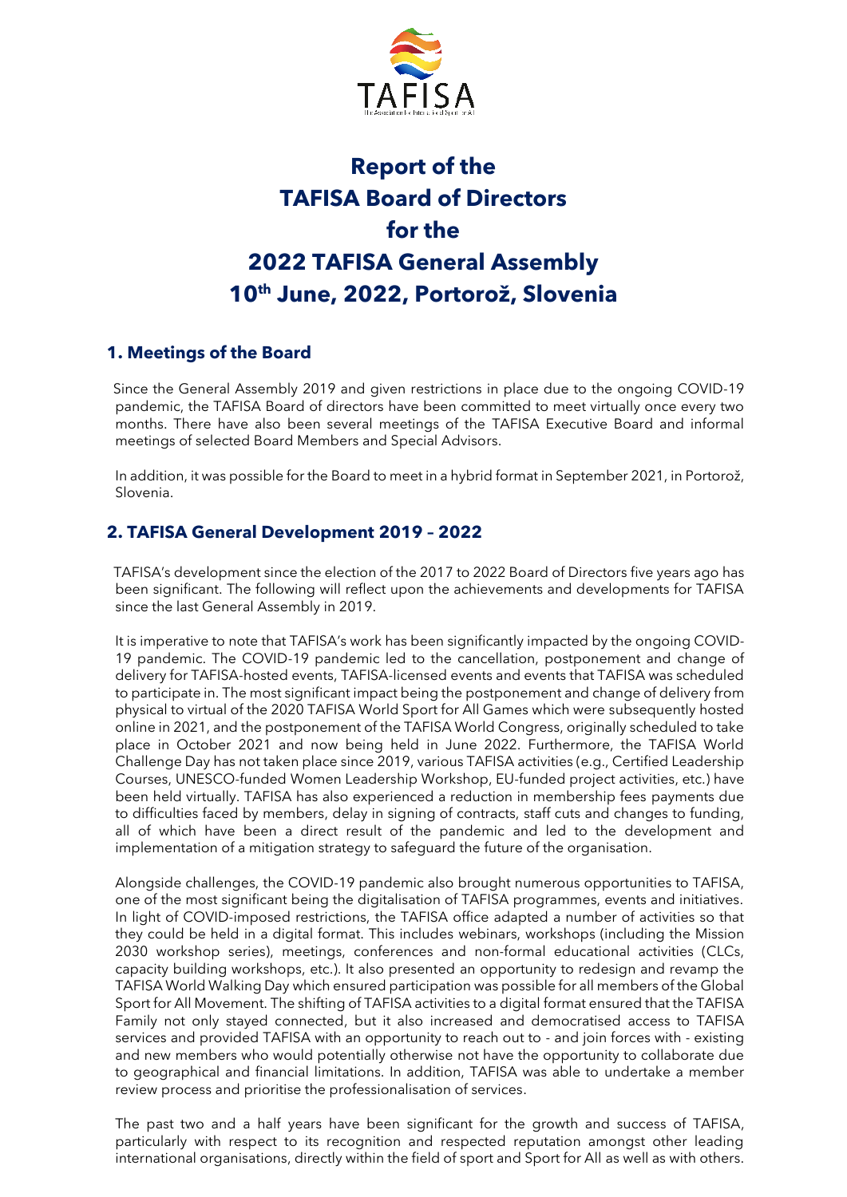# Report of the TAFISA Board of Directors for the 2022 TAFISA General Assembly 10th June, 2022, Portorož, Slovenia

## 1. Meetings of the Board

Since the General Assembly 2019 and given restrictions in place due to the ongoing COVID-19 pandemic, the TAFISA Board of directors have been committed to meet virtually once every two months. There have also been several meetings of the TAFISA Executive Board and informal meetings of selected Board Members and Special Advisors.

In addition, it was possible for the Board to meet in a hybrid format in September 2021, in Portorož, Slovenia.

## 2. TAFISA General Development 2019 – 2022

TAFISA's development since the election of the 2017 to 2022 Board of Directors five years ago has been significant. The following will reflect upon the achievements and developments for TAFISA since the last General Assembly in 2019.

It is imperative to note that TAFISA's work has been significantly impacted by the ongoing COVID-19 pandemic. The COVID-19 pandemic led to the cancellation, postponement and change of delivery for TAFISA-hosted events, TAFISA-licensed events and events that TAFISA was scheduled to participate in. The most significant impact being the postponement and change of delivery from physical to virtual of the 2020 TAFISA World Sport for All Games which were subsequently hosted online in 2021, and the postponement of the TAFISA World Congress, originally scheduled to take place in October 2021 and now being held in June 2022. Furthermore, the TAFISA World Challenge Day has not taken place since 2019, various TAFISA activities (e.g., Certified Leadership Courses, UNESCO-funded Women Leadership Workshop, EU-funded project activities, etc.) have been held virtually. TAFISA has also experienced a reduction in membership fees payments due to difficulties faced by members, delay in signing of contracts, staff cuts and changes to funding, all of which have been a direct result of the pandemic and led to the development and implementation of a mitigation strategy to safeguard the future of the organisation.

Alongside challenges, the COVID-19 pandemic also brought numerous opportunities to TAFISA, one of the most significant being the digitalisation of TAFISA programmes, events and initiatives. In light of COVID-imposed restrictions, the TAFISA office adapted a number of activities so that they could be held in a digital format. This includes webinars, workshops (including the Mission 2030 workshop series), meetings, conferences and non-formal educational activities (CLCs, capacity building workshops, etc.). It also presented an opportunity to redesign and revamp the TAFISA World Walking Day which ensured participation was possible for all members of the Global Sport for All Movement. The shifting of TAFISA activities to a digital format ensured that the TAFISA Family not only stayed connected, but it also increased and democratised access to TAFISA services and provided TAFISA with an opportunity to reach out to - and join forces with - existing and new members who would potentially otherwise not have the opportunity to collaborate due to geographical and financial limitations. In addition, TAFISA was able to undertake a member review process and prioritise the professionalisation of services.

The past two and a half years have been significant for the growth and success of TAFISA, particularly with respect to its recognition and respected reputation amongst other leading international organisations, directly within the field of sport and Sport for All as well as with others.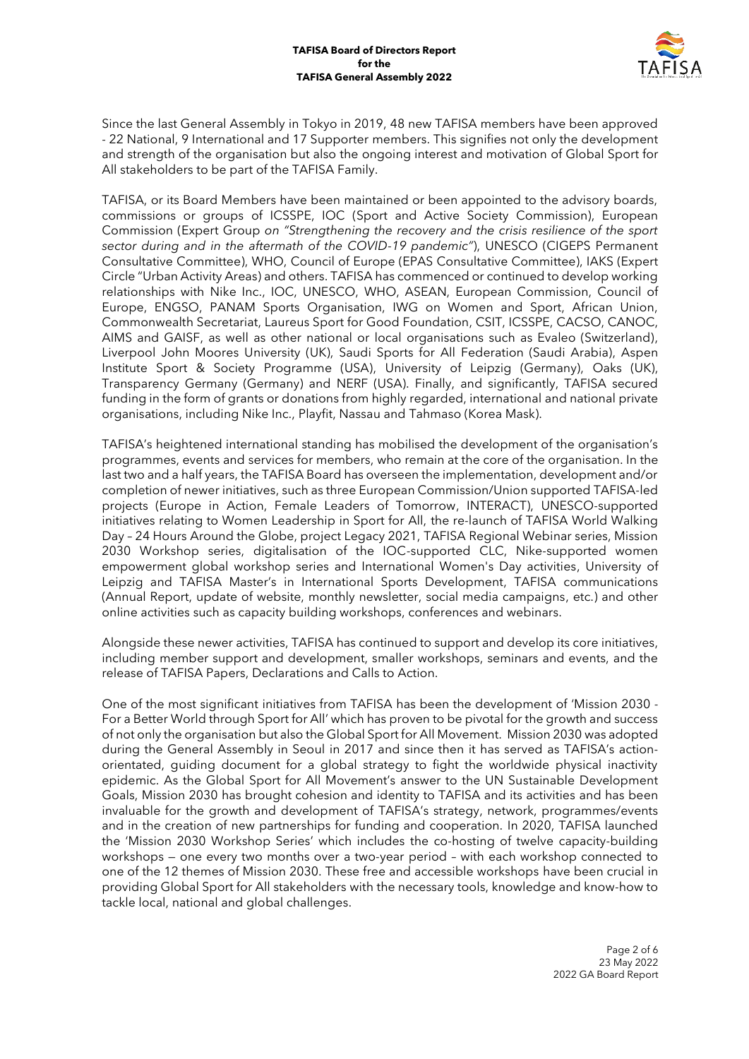Since the last General Assembly in Tokyo in 2019, 48 new TAFISA members have been approved - 22 National, 9 International and 17 Supporter members. This signifies not only the development and strength of the organisation but also the ongoing interest and motivation of Global Sport for All stakeholders to be part of the TAFISA Family.

TAFISA, or its Board Members have been maintained or been appointed to the advisory boards, commissions or groups of ICSSPE, IOC (Sport and Active Society Commission), European Commission (Expert Group *on "Strengthening the recovery and the crisis resilience of the sport sector during and in the aftermath of the COVID-19 pandemic"*), UNESCO (CIGEPS Permanent Consultative Committee), WHO, Council of Europe (EPAS Consultative Committee), IAKS (Expert Circle "Urban Activity Areas) and others. TAFISA has commenced or continued to develop working relationships with Nike Inc., IOC, UNESCO, WHO, ASEAN, European Commission, Council of Europe, ENGSO, PANAM Sports Organisation, IWG on Women and Sport, African Union, Commonwealth Secretariat, Laureus Sport for Good Foundation, CSIT, ICSSPE, CACSO, CANOC, AIMS and GAISF, as well as other national or local organisations such as Evaleo (Switzerland), Liverpool John Moores University (UK), Saudi Sports for All Federation (Saudi Arabia), Aspen Institute Sport & Society Programme (USA), University of Leipzig (Germany), Oaks (UK), Transparency Germany (Germany) and NERF (USA). Finally, and significantly, TAFISA secured funding in the form of grants or donations from highly regarded, international and national private organisations, including Nike Inc., Playfit, Nassau and Tahmaso (Korea Mask).

TAFISA's heightened international standing has mobilised the development of the organisation's programmes, events and services for members, who remain at the core of the organisation. In the last two and a half years, the TAFISA Board has overseen the implementation, development and/or completion of newer initiatives, such as three European Commission/Union supported TAFISA-led projects (Europe in Action, Female Leaders of Tomorrow, INTERACT), UNESCO-supported initiatives relating to Women Leadership in Sport for All, the re-launch of TAFISA World Walking Day – 24 Hours Around the Globe, project Legacy 2021, TAFISA Regional Webinar series, Mission 2030 Workshop series, digitalisation of the IOC-supported CLC, Nike-supported women empowerment global workshop series and International Women's Day activities, University of Leipzig and TAFISA Master's in International Sports Development, TAFISA communications (Annual Report, update of website, monthly newsletter, social media campaigns, etc.) and other online activities such as capacity building workshops, conferences and webinars.

Alongside these newer activities, TAFISA has continued to support and develop its core initiatives, including member support and development, smaller workshops, seminars and events, and the release of TAFISA Papers, Declarations and Calls to Action.

One of the most significant initiatives from TAFISA has been the development of 'Mission 2030 - For a Better World through Sport for All' which has proven to be pivotal for the growth and success of not only the organisation but also the Global Sport for All Movement. Mission 2030 was adopted during the General Assembly in Seoul in 2017 and since then it has served as TAFISA's action-orientated, guiding document for a global strategy to fight the worldwide physical inactivity epidemic. As the Global Sport for All Movement's answer to the UN Sustainable Development Goals, Mission 2030 has brought cohesion and identity to TAFISA and its activities and has been invaluable for the growth and development of TAFISA's strategy, network, programmes/events and in the creation of new partnerships for funding and cooperation. In 2020, TAFISA launched the 'Mission 2030 Workshop Series' which includes the co-hosting of twelve capacity-building workshops — one every two months over a two-year period – with each workshop connected to one of the 12 themes of Mission 2030. These free and accessible workshops have been crucial in providing Global Sport for All stakeholders with the necessary tools, knowledge and know-how to tackle local, national and global challenges.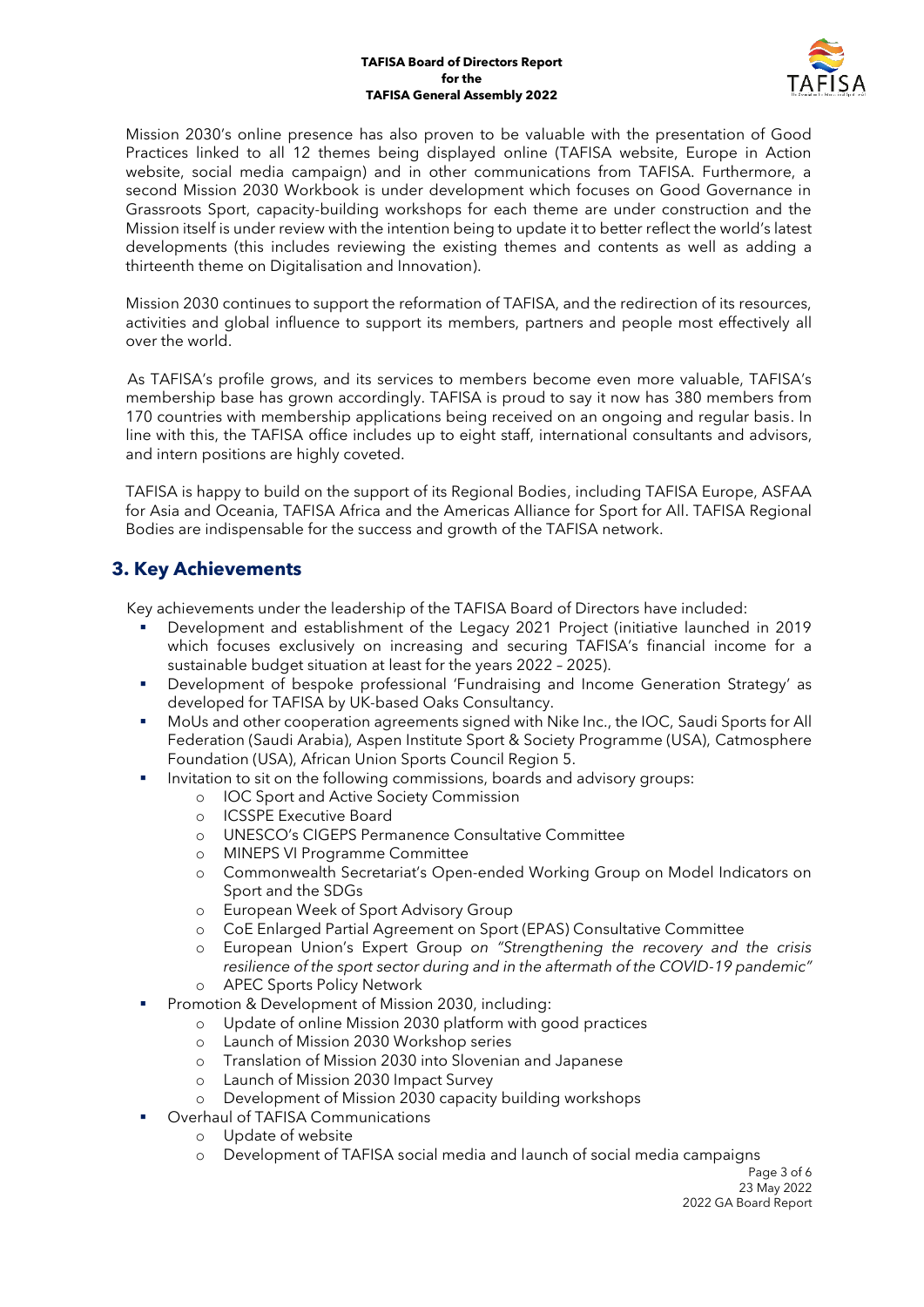Mission 2030's online presence has also proven to be valuable with the presentation of Good Practices linked to all 12 themes being displayed online (TAFISA website, Europe in Action website, social media campaign) and in other communications from TAFISA. Furthermore, a second Mission 2030 Workbook is under development which focuses on Good Governance in Grassroots Sport, capacity-building workshops for each theme are under construction and the Mission itself is under review with the intention being to update it to better reflect the world's latest developments (this includes reviewing the existing themes and contents as well as adding a thirteenth theme on Digitalisation and Innovation).

Mission 2030 continues to support the reformation of TAFISA, and the redirection of its resources, activities and global influence to support its members, partners and people most effectively all over the world.

As TAFISA's profile grows, and its services to members become even more valuable, TAFISA's membership base has grown accordingly. TAFISA is proud to say it now has 380 members from 170 countries with membership applications being received on an ongoing and regular basis. In line with this, the TAFISA office includes up to eight staff, international consultants and advisors, and intern positions are highly coveted.

TAFISA is happy to build on the support of its Regional Bodies, including TAFISA Europe, ASFAA for Asia and Oceania, TAFISA Africa and the Americas Alliance for Sport for All. TAFISA Regional Bodies are indispensable for the success and growth of the TAFISA network.

## 3. Key Achievements

Key achievements under the leadership of the TAFISA Board of Directors have included:

- Development and establishment of the Legacy 2021 Project (initiative launched in 2019 which focuses exclusively on increasing and securing TAFISA's financial income for a sustainable budget situation at least for the years 2022 – 2025).
- Development of bespoke professional 'Fundraising and Income Generation Strategy' as developed for TAFISA by UK-based Oaks Consultancy.
- MoUs and other cooperation agreements signed with Nike Inc., the IOC, Saudi Sports for All Federation (Saudi Arabia), Aspen Institute Sport & Society Programme (USA), Catmosphere Foundation (USA), African Union Sports Council Region 5.
- Invitation to sit on the following commissions, boards and advisory groups:
  - IOC Sport and Active Society Commission
  - ICSSPE Executive Board
  - UNESCO's CIGEPS Permanence Consultative Committee
  - MINEPS VI Programme Committee
  - Commonwealth Secretariat's Open-ended Working Group on Model Indicators on Sport and the SDGs
  - European Week of Sport Advisory Group
  - CoE Enlarged Partial Agreement on Sport (EPAS) Consultative Committee
  - European Union's Expert Group *on "Strengthening the recovery and the crisis resilience of the sport sector during and in the aftermath of the COVID-19 pandemic"*
  - APEC Sports Policy Network
- Promotion & Development of Mission 2030, including:
  - Update of online Mission 2030 platform with good practices
  - Launch of Mission 2030 Workshop series
  - Translation of Mission 2030 into Slovenian and Japanese
  - Launch of Mission 2030 Impact Survey
  - Development of Mission 2030 capacity building workshops
- Overhaul of TAFISA Communications
  - Update of website
  - Development of TAFISA social media and launch of social media campaigns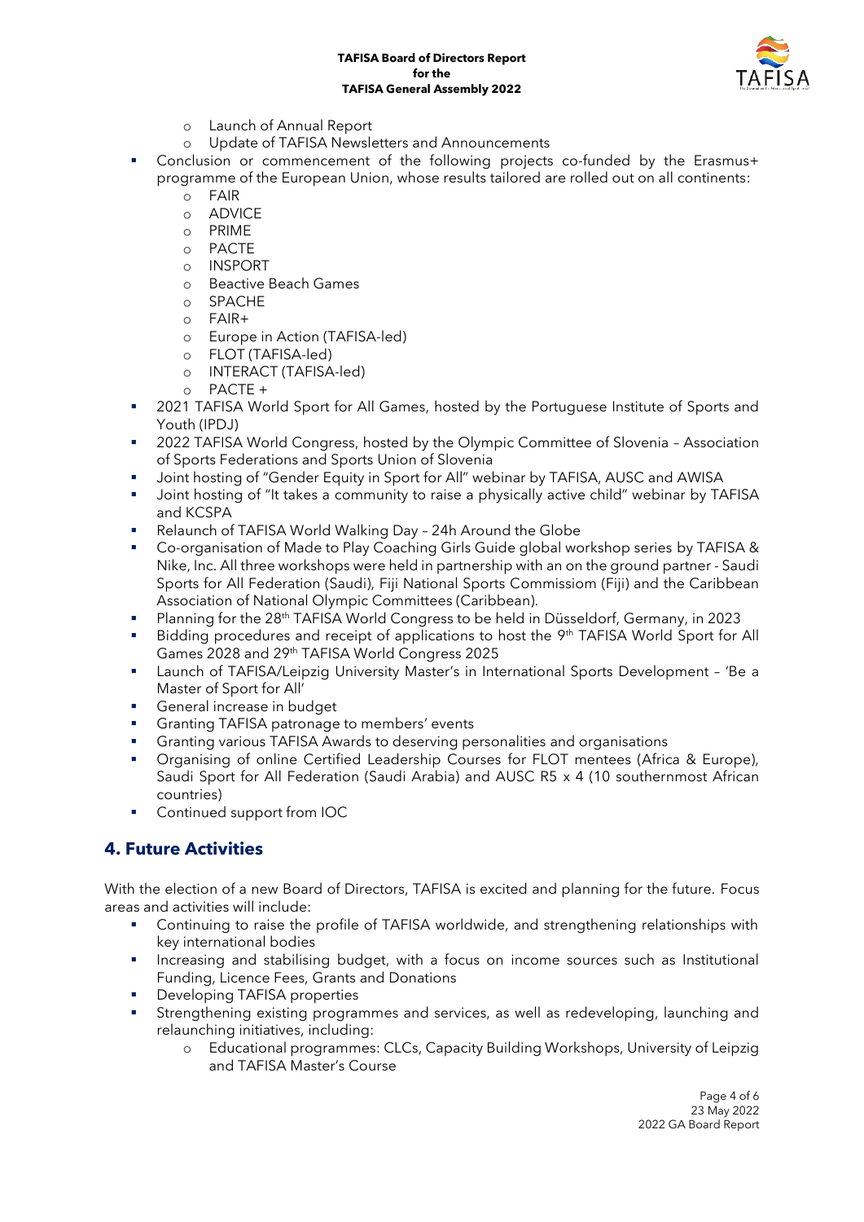- Launch of Annual Report
    - Update of TAFISA Newsletters and Announcements
- Conclusion or commencement of the following projects co-funded by the Erasmus+ programme of the European Union, whose results tailored are rolled out on all continents:
    - FAIR
    - ADVICE
    - PRIME
    - PACTE
    - INSPORT
    - Beactive Beach Games
    - SPACHE
    - FAIR+
    - Europe in Action (TAFISA-led)
    - FLOT (TAFISA-led)
    - INTERACT (TAFISA-led)
    - PACTE +
- 2021 TAFISA World Sport for All Games, hosted by the Portuguese Institute of Sports and Youth (IPDJ)
- 2022 TAFISA World Congress, hosted by the Olympic Committee of Slovenia – Association of Sports Federations and Sports Union of Slovenia
- Joint hosting of "Gender Equity in Sport for All" webinar by TAFISA, AUSC and AWISA
- Joint hosting of "It takes a community to raise a physically active child" webinar by TAFISA and KCSPA
- Relaunch of TAFISA World Walking Day – 24h Around the Globe
- Co-organisation of Made to Play Coaching Girls Guide global workshop series by TAFISA & Nike, Inc. All three workshops were held in partnership with an on the ground partner - Saudi Sports for All Federation (Saudi), Fiji National Sports Commissiom (Fiji) and the Caribbean Association of National Olympic Committees (Caribbean).
- Planning for the 28th TAFISA World Congress to be held in Düsseldorf, Germany, in 2023
- Bidding procedures and receipt of applications to host the 9th TAFISA World Sport for All Games 2028 and 29th TAFISA World Congress 2025
- Launch of TAFISA/Leipzig University Master's in International Sports Development – 'Be a Master of Sport for All'
- General increase in budget
- Granting TAFISA patronage to members' events
- Granting various TAFISA Awards to deserving personalities and organisations
- Organising of online Certified Leadership Courses for FLOT mentees (Africa & Europe), Saudi Sport for All Federation (Saudi Arabia) and AUSC R5 x 4 (10 southernmost African countries)
- Continued support from IOC

## 4. Future Activities

With the election of a new Board of Directors, TAFISA is excited and planning for the future. Focus areas and activities will include:

- Continuing to raise the profile of TAFISA worldwide, and strengthening relationships with key international bodies
- Increasing and stabilising budget, with a focus on income sources such as Institutional Funding, Licence Fees, Grants and Donations
- Developing TAFISA properties
- Strengthening existing programmes and services, as well as redeveloping, launching and relaunching initiatives, including:
    - Educational programmes: CLCs, Capacity Building Workshops, University of Leipzig and TAFISA Master's Course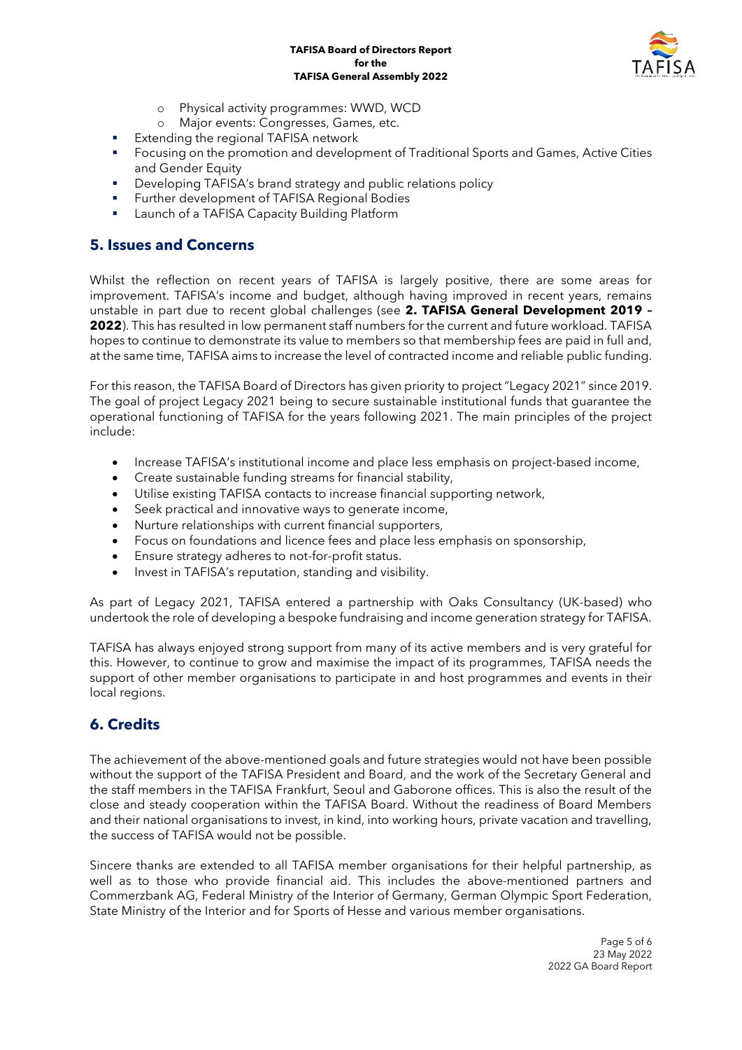- Physical activity programmes: WWD, WCD
  - Major events: Congresses, Games, etc.
- Extending the regional TAFISA network
- Focusing on the promotion and development of Traditional Sports and Games, Active Cities and Gender Equity
- Developing TAFISA's brand strategy and public relations policy
- Further development of TAFISA Regional Bodies
- Launch of a TAFISA Capacity Building Platform

## 5. Issues and Concerns

Whilst the reflection on recent years of TAFISA is largely positive, there are some areas for improvement. TAFISA's income and budget, although having improved in recent years, remains unstable in part due to recent global challenges (see **2. TAFISA General Development 2019 – 2022**). This has resulted in low permanent staff numbers for the current and future workload. TAFISA hopes to continue to demonstrate its value to members so that membership fees are paid in full and, at the same time, TAFISA aims to increase the level of contracted income and reliable public funding.

For this reason, the TAFISA Board of Directors has given priority to project "Legacy 2021" since 2019. The goal of project Legacy 2021 being to secure sustainable institutional funds that guarantee the operational functioning of TAFISA for the years following 2021. The main principles of the project include:

- Increase TAFISA's institutional income and place less emphasis on project-based income,
- Create sustainable funding streams for financial stability,
- Utilise existing TAFISA contacts to increase financial supporting network,
- Seek practical and innovative ways to generate income,
- Nurture relationships with current financial supporters,
- Focus on foundations and licence fees and place less emphasis on sponsorship,
- Ensure strategy adheres to not-for-profit status.
- Invest in TAFISA's reputation, standing and visibility.

As part of Legacy 2021, TAFISA entered a partnership with Oaks Consultancy (UK-based) who undertook the role of developing a bespoke fundraising and income generation strategy for TAFISA.

TAFISA has always enjoyed strong support from many of its active members and is very grateful for this. However, to continue to grow and maximise the impact of its programmes, TAFISA needs the support of other member organisations to participate in and host programmes and events in their local regions.

## 6. Credits

The achievement of the above-mentioned goals and future strategies would not have been possible without the support of the TAFISA President and Board, and the work of the Secretary General and the staff members in the TAFISA Frankfurt, Seoul and Gaborone offices. This is also the result of the close and steady cooperation within the TAFISA Board. Without the readiness of Board Members and their national organisations to invest, in kind, into working hours, private vacation and travelling, the success of TAFISA would not be possible.

Sincere thanks are extended to all TAFISA member organisations for their helpful partnership, as well as to those who provide financial aid. This includes the above-mentioned partners and Commerzbank AG, Federal Ministry of the Interior of Germany, German Olympic Sport Federation, State Ministry of the Interior and for Sports of Hesse and various member organisations.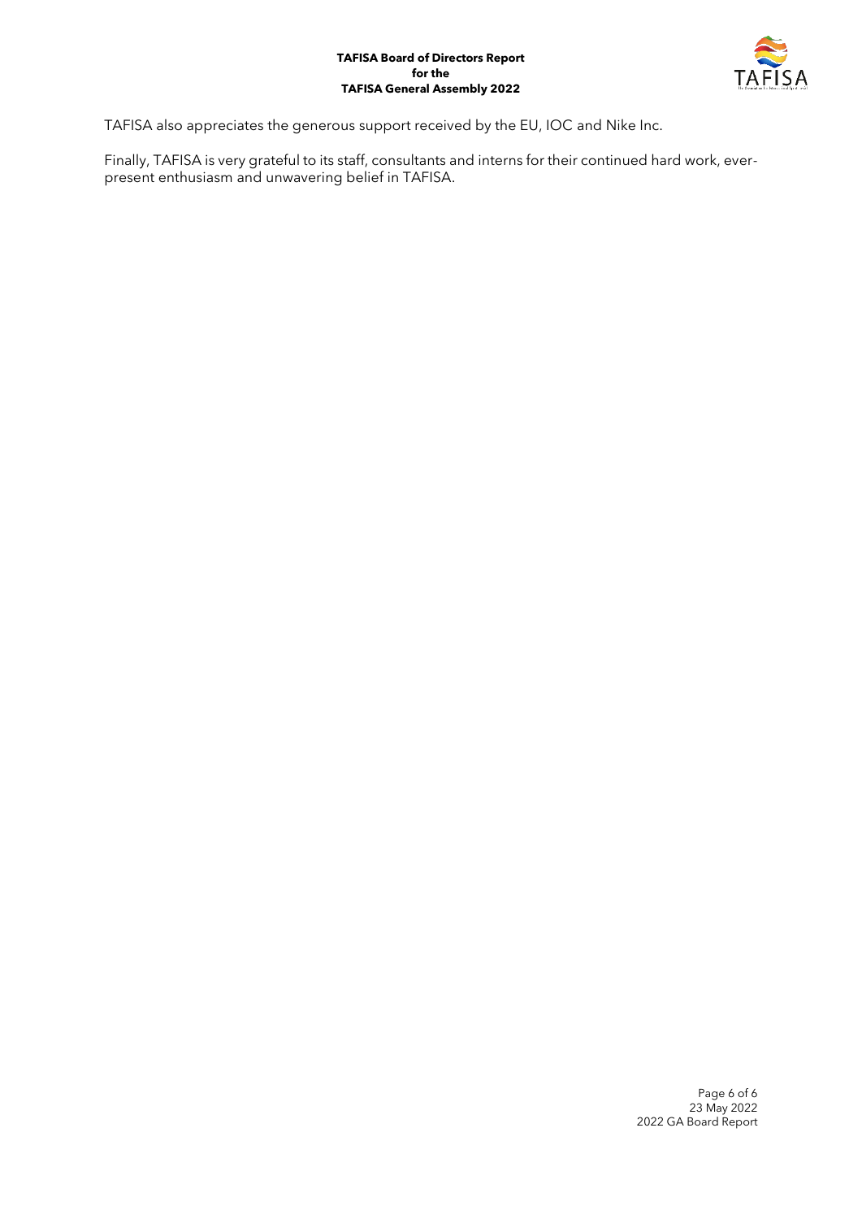TAFISA also appreciates the generous support received by the EU, IOC and Nike Inc.

Finally, TAFISA is very grateful to its staff, consultants and interns for their continued hard work, ever-present enthusiasm and unwavering belief in TAFISA.